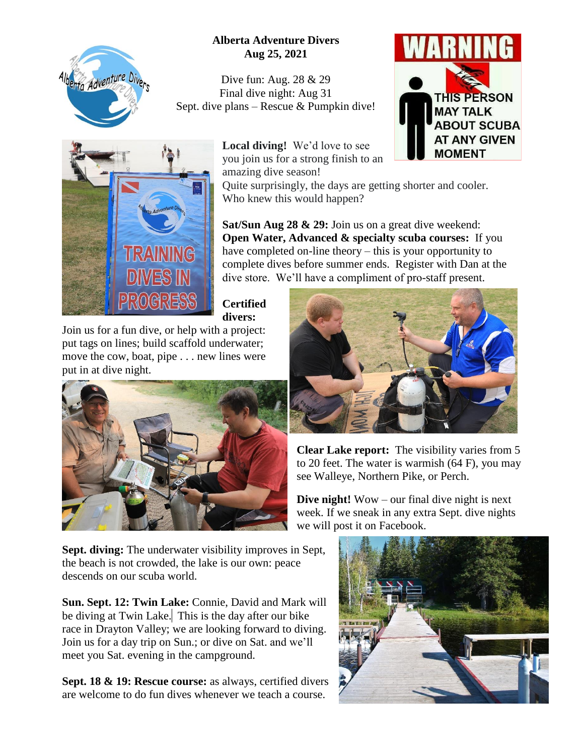# Alberta Adventure Divers
## Aug 25, 2021

Dive fun: Aug. 28 & 29
Final dive night: Aug 31
Sept. dive plans – Rescue & Pumpkin dive!

**Local diving!** We'd love to see you join us for a strong finish to an amazing dive season!
Quite surprisingly, the days are getting shorter and cooler. Who knew this would happen?

**Sat/Sun Aug 28 & 29:** Join us on a great dive weekend: **Open Water, Advanced & specialty scuba courses:** If you have completed on-line theory – this is your opportunity to complete dives before summer ends. Register with Dan at the dive store. We'll have a compliment of pro-staff present.

**Certified divers:**
Join us for a fun dive, or help with a project: put tags on lines; build scaffold underwater; move the cow, boat, pipe . . . new lines were put in at dive night.

**Clear Lake report:** The visibility varies from 5 to 20 feet. The water is warmish (64 F), you may see Walleye, Northern Pike, or Perch.

**Dive night!** Wow – our final dive night is next week. If we sneak in any extra Sept. dive nights we will post it on Facebook.

**Sept. diving:** The underwater visibility improves in Sept, the beach is not crowded, the lake is our own: peace descends on our scuba world.

**Sun. Sept. 12: Twin Lake:** Connie, David and Mark will be diving at Twin Lake. This is the day after our bike race in Drayton Valley; we are looking forward to diving. Join us for a day trip on Sun.; or dive on Sat. and we'll meet you Sat. evening in the campground.

**Sept. 18 & 19: Rescue course:** as always, certified divers are welcome to do fun dives whenever we teach a course.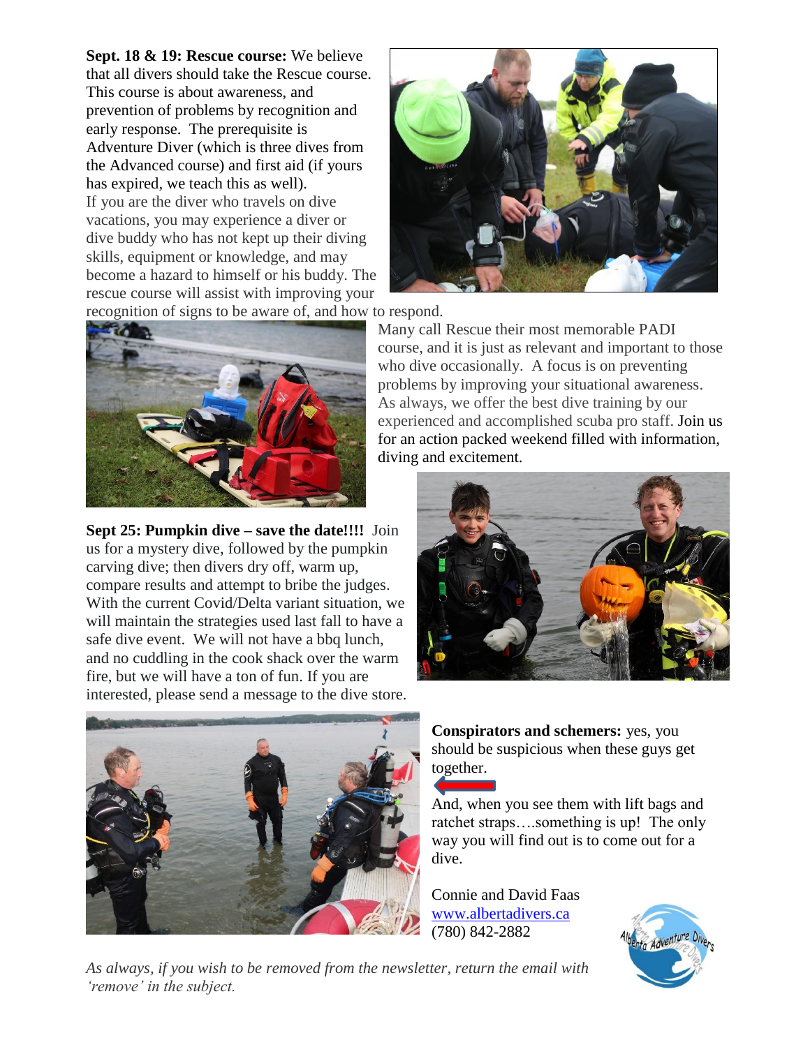**Sept. 18 & 19: Rescue course:** We believe that all divers should take the Rescue course. This course is about awareness, and prevention of problems by recognition and early response. The prerequisite is Adventure Diver (which is three dives from the Advanced course) and first aid (if yours has expired, we teach this as well). If you are the diver who travels on dive vacations, you may experience a diver or dive buddy who has not kept up their diving skills, equipment or knowledge, and may become a hazard to himself or his buddy. The rescue course will assist with improving your recognition of signs to be aware of, and how to respond.

Many call Rescue their most memorable PADI course, and it is just as relevant and important to those who dive occasionally. A focus is on preventing problems by improving your situational awareness. As always, we offer the best dive training by our experienced and accomplished scuba pro staff. Join us for an action packed weekend filled with information, diving and excitement.

**Sept 25: Pumpkin dive – save the date!!!!** Join us for a mystery dive, followed by the pumpkin carving dive; then divers dry off, warm up, compare results and attempt to bribe the judges. With the current Covid/Delta variant situation, we will maintain the strategies used last fall to have a safe dive event. We will not have a bbq lunch, and no cuddling in the cook shack over the warm fire, but we will have a ton of fun. If you are interested, please send a message to the dive store.

**Conspirators and schemers:** yes, you should be suspicious when these guys get together.

And, when you see them with lift bags and ratchet straps….something is up! The only way you will find out is to come out for a dive.

Connie and David Faas
[www.albertadivers.ca](http://www.albertadivers.ca)
(780) 842-2882

*As always, if you wish to be removed from the newsletter, return the email with 'remove' in the subject.*